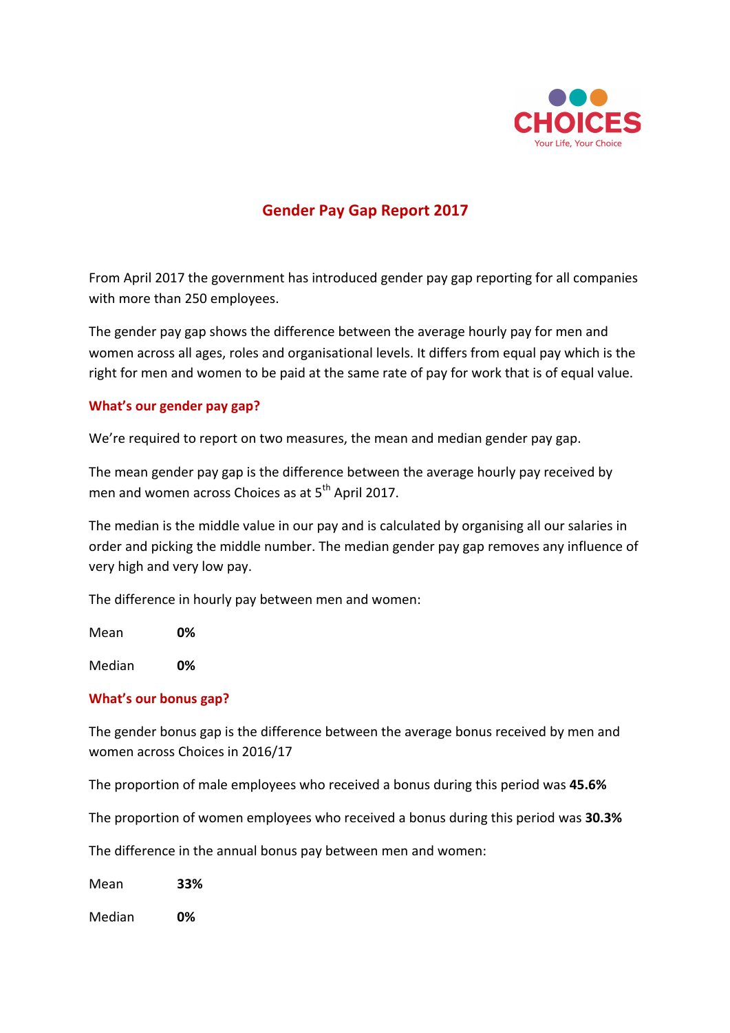CHOICES

Your Life, Your Choice

# Gender Pay Gap Report 2017

From April 2017 the government has introduced gender pay gap reporting for all companies with more than 250 employees.

The gender pay gap shows the difference between the average hourly pay for men and women across all ages, roles and organisational levels. It differs from equal pay which is the right for men and women to be paid at the same rate of pay for work that is of equal value.

## What's our gender pay gap?

We're required to report on two measures, the mean and median gender pay gap.

The mean gender pay gap is the difference between the average hourly pay received by men and women across Choices as at 5th April 2017.

The median is the middle value in our pay and is calculated by organising all our salaries in order and picking the middle number. The median gender pay gap removes any influence of very high and very low pay.

The difference in hourly pay between men and women:

Mean **0%**

Median **0%**

## What's our bonus gap?

The gender bonus gap is the difference between the average bonus received by men and women across Choices in 2016/17

The proportion of male employees who received a bonus during this period was **45.6%**

The proportion of women employees who received a bonus during this period was **30.3%**

The difference in the annual bonus pay between men and women:

Mean **33%**

Median **0%**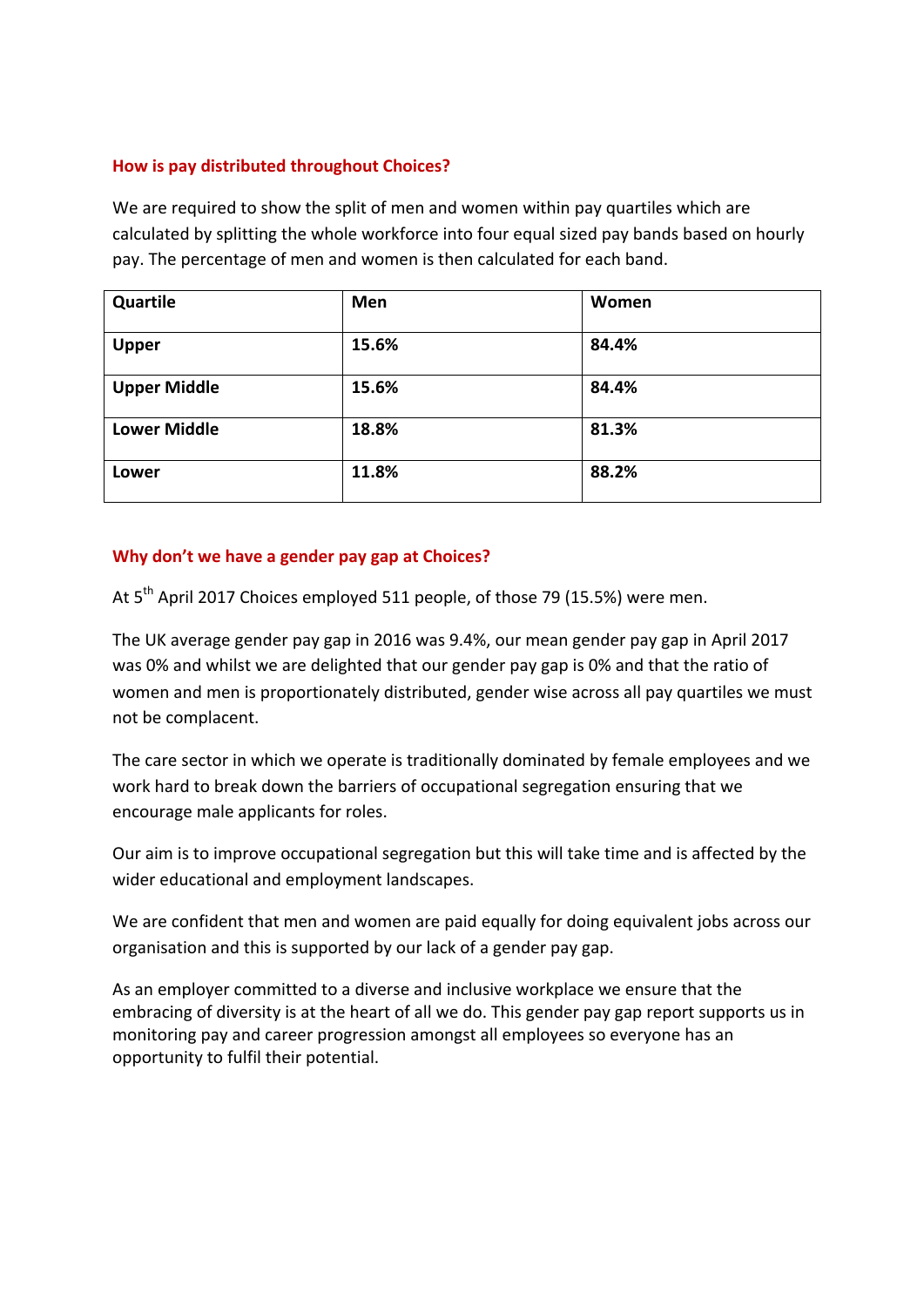## How is pay distributed throughout Choices?

We are required to show the split of men and women within pay quartiles which are calculated by splitting the whole workforce into four equal sized pay bands based on hourly pay. The percentage of men and women is then calculated for each band.

| Quartile | Men | Women |
|---|---|---|
| **Upper** | **15.6%** | **84.4%** |
| **Upper Middle** | **15.6%** | **84.4%** |
| **Lower Middle** | **18.8%** | **81.3%** |
| **Lower** | **11.8%** | **88.2%** |

## Why don't we have a gender pay gap at Choices?

At 5th April 2017 Choices employed 511 people, of those 79 (15.5%) were men.

The UK average gender pay gap in 2016 was 9.4%, our mean gender pay gap in April 2017 was 0% and whilst we are delighted that our gender pay gap is 0% and that the ratio of women and men is proportionately distributed, gender wise across all pay quartiles we must not be complacent.

The care sector in which we operate is traditionally dominated by female employees and we work hard to break down the barriers of occupational segregation ensuring that we encourage male applicants for roles.

Our aim is to improve occupational segregation but this will take time and is affected by the wider educational and employment landscapes.

We are confident that men and women are paid equally for doing equivalent jobs across our organisation and this is supported by our lack of a gender pay gap.

As an employer committed to a diverse and inclusive workplace we ensure that the embracing of diversity is at the heart of all we do. This gender pay gap report supports us in monitoring pay and career progression amongst all employees so everyone has an opportunity to fulfil their potential.